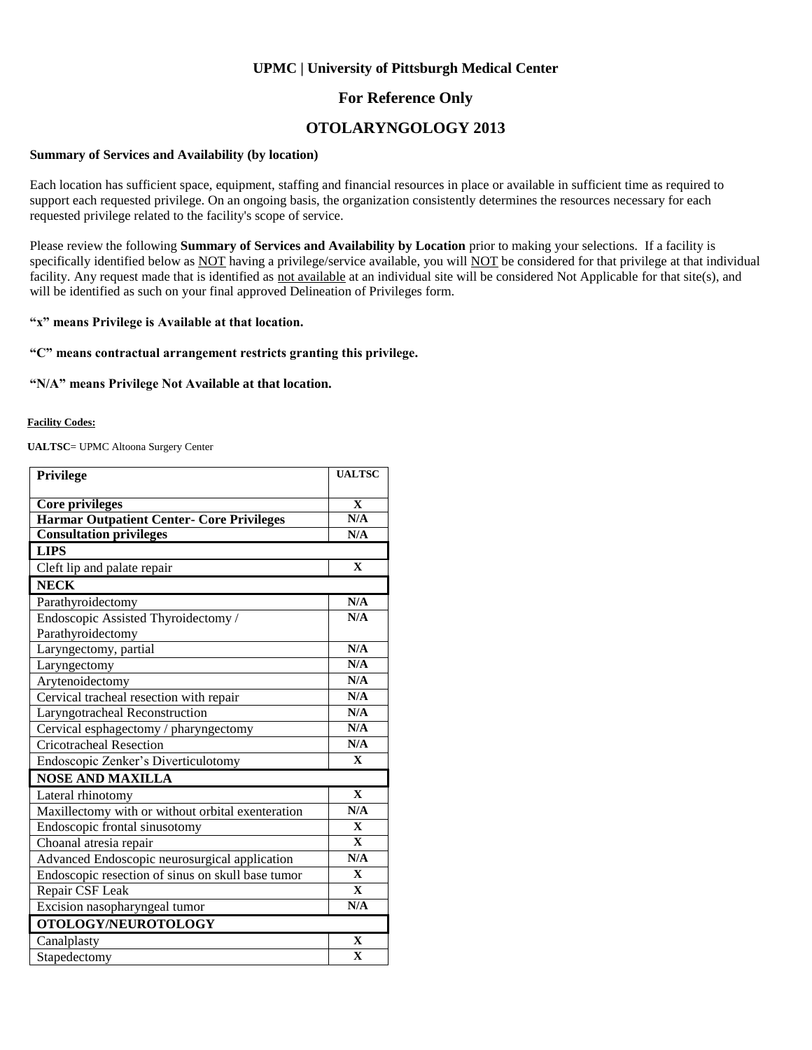**UPMC | University of Pittsburgh Medical Center**

## For Reference Only

# OTOLARYNGOLOGY 2013

**Summary of Services and Availability (by location)**

Each location has sufficient space, equipment, staffing and financial resources in place or available in sufficient time as required to support each requested privilege. On an ongoing basis, the organization consistently determines the resources necessary for each requested privilege related to the facility's scope of service.

Please review the following **Summary of Services and Availability by Location** prior to making your selections. If a facility is specifically identified below as NOT having a privilege/service available, you will NOT be considered for that privilege at that individual facility. Any request made that is identified as not available at an individual site will be considered Not Applicable for that site(s), and will be identified as such on your final approved Delineation of Privileges form.

**"x" means Privilege is Available at that location.**

**"C" means contractual arrangement restricts granting this privilege.**

**"N/A" means Privilege Not Available at that location.**

**Facility Codes:**

**UALTSC**= UPMC Altoona Surgery Center

| Privilege | UALTSC |
|---|---|
| **Core privileges** | X |
| **Harmar Outpatient Center- Core Privileges** | N/A |
| **Consultation privileges** | N/A |
| **LIPS** | |
| Cleft lip and palate repair | X |
| **NECK** | |
| Parathyroidectomy | N/A |
| Endoscopic Assisted Thyroidectomy / Parathyroidectomy | N/A |
| Laryngectomy, partial | N/A |
| Laryngectomy | N/A |
| Arytenoidectomy | N/A |
| Cervical tracheal resection with repair | N/A |
| Laryngotracheal Reconstruction | N/A |
| Cervical esphagectomy / pharyngectomy | N/A |
| Cricotracheal Resection | N/A |
| Endoscopic Zenker's Diverticulotomy | X |
| **NOSE AND MAXILLA** | |
| Lateral rhinotomy | X |
| Maxillectomy with or without orbital exenteration | N/A |
| Endoscopic frontal sinusotomy | X |
| Choanal atresia repair | X |
| Advanced Endoscopic neurosurgical application | N/A |
| Endoscopic resection of sinus on skull base tumor | X |
| Repair CSF Leak | X |
| Excision nasopharyngeal tumor | N/A |
| **OTOLOGY/NEUROTOLOGY** | |
| Canalplasty | X |
| Stapedectomy | X |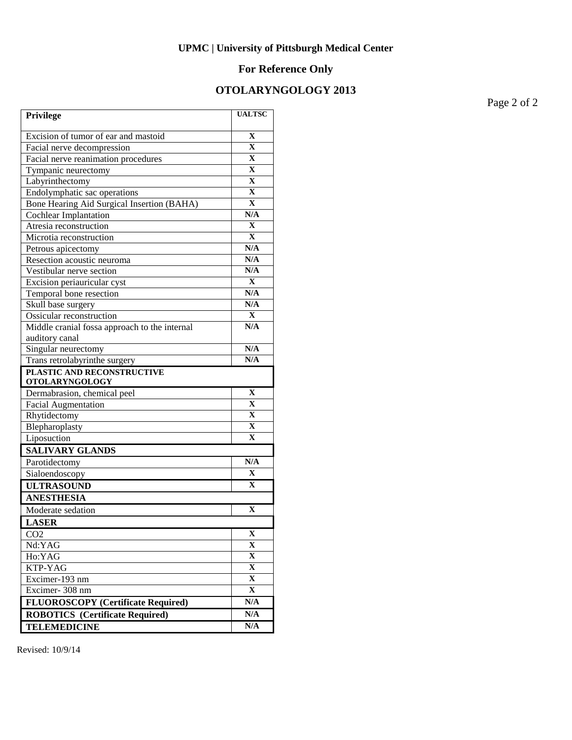**UPMC | University of Pittsburgh Medical Center**

**For Reference Only**

**OTOLARYNGOLOGY 2013**

| Privilege | UALTSC |
|---|---|
| Excision of tumor of ear and mastoid | X |
| Facial nerve decompression | X |
| Facial nerve reanimation procedures | X |
| Tympanic neurectomy | X |
| Labyrinthectomy | X |
| Endolymphatic sac operations | X |
| Bone Hearing Aid Surgical Insertion (BAHA) | X |
| Cochlear Implantation | N/A |
| Atresia reconstruction | X |
| Microtia reconstruction | X |
| Petrous apicectomy | N/A |
| Resection acoustic neuroma | N/A |
| Vestibular nerve section | N/A |
| Excision periauricular cyst | X |
| Temporal bone resection | N/A |
| Skull base surgery | N/A |
| Ossicular reconstruction | X |
| Middle cranial fossa approach to the internal auditory canal | N/A |
| Singular neurectomy | N/A |
| Trans retrolabyrinthe surgery | N/A |
| **PLASTIC AND RECONSTRUCTIVE OTOLARYNGOLOGY** | |
| Dermabrasion, chemical peel | X |
| Facial Augmentation | X |
| Rhytidectomy | X |
| Blepharoplasty | X |
| Liposuction | X |
| **SALIVARY GLANDS** | |
| Parotidectomy | N/A |
| Sialoendoscopy | X |
| **ULTRASOUND** | X |
| **ANESTHESIA** | |
| Moderate sedation | X |
| **LASER** | |
| CO2 | X |
| Nd:YAG | X |
| Ho:YAG | X |
| KTP-YAG | X |
| Excimer-193 nm | X |
| Excimer- 308 nm | X |
| **FLUOROSCOPY (Certificate Required)** | N/A |
| **ROBOTICS (Certificate Required)** | N/A |
| **TELEMEDICINE** | N/A |

Revised: 10/9/14